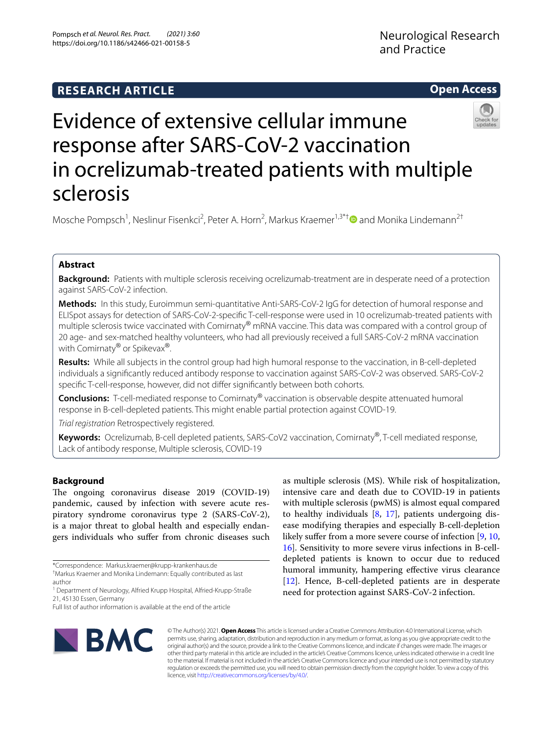RESEARCH ARTICLE

Open Access

# Evidence of extensive cellular immune response after SARS-CoV-2 vaccination in ocrelizumab-treated patients with multiple sclerosis

Mosche Pompsch[1], Neslinur Fisenkci[2], Peter A. Horn[2], Markus Kraemer[1,3*†] and Monika Lindemann[2†]

## Abstract

**Background:** Patients with multiple sclerosis receiving ocrelizumab-treatment are in desperate need of a protection against SARS-CoV-2 infection.

**Methods:** In this study, Euroimmun semi-quantitative Anti-SARS-CoV-2 IgG for detection of humoral response and ELISpot assays for detection of SARS-CoV-2-specific T-cell-response were used in 10 ocrelizumab-treated patients with multiple sclerosis twice vaccinated with Comirnaty® mRNA vaccine. This data was compared with a control group of 20 age- and sex-matched healthy volunteers, who had all previously received a full SARS-CoV-2 mRNA vaccination with Comirnaty® or Spikevax®.

**Results:** While all subjects in the control group had high humoral response to the vaccination, in B-cell-depleted individuals a significantly reduced antibody response to vaccination against SARS-CoV-2 was observed. SARS-CoV-2 specific T-cell-response, however, did not differ significantly between both cohorts.

**Conclusions:** T-cell-mediated response to Comirnaty® vaccination is observable despite attenuated humoral response in B-cell-depleted patients. This might enable partial protection against COVID-19.

*Trial registration* Retrospectively registered.

**Keywords:** Ocrelizumab, B-cell depleted patients, SARS-CoV2 vaccination, Comirnaty®, T-cell mediated response, Lack of antibody response, Multiple sclerosis, COVID-19

## Background

The ongoing coronavirus disease 2019 (COVID-19) pandemic, caused by infection with severe acute respiratory syndrome coronavirus type 2 (SARS-CoV-2), is a major threat to global health and especially endangers individuals who suffer from chronic diseases such as multiple sclerosis (MS). While risk of hospitalization, intensive care and death due to COVID-19 in patients with multiple sclerosis (pwMS) is almost equal compared to healthy individuals [8, 17], patients undergoing disease modifying therapies and especially B-cell-depletion likely suffer from a more severe course of infection [9, 10, 16]. Sensitivity to more severe virus infections in B-cell-depleted patients is known to occur due to reduced humoral immunity, hampering effective virus clearance [12]. Hence, B-cell-depleted patients are in desperate need for protection against SARS-CoV-2 infection.

*Correspondence: Markus.kraemer@krupp-krankenhaus.de

†Markus Kraemer and Monika Lindemann: Equally contributed as last author

[1] Department of Neurology, Alfried Krupp Hospital, Alfried-Krupp-Straße 21, 45130 Essen, Germany

Full list of author information is available at the end of the article

© The Author(s) 2021. **Open Access** This article is licensed under a Creative Commons Attribution 4.0 International License, which permits use, sharing, adaptation, distribution and reproduction in any medium or format, as long as you give appropriate credit to the original author(s) and the source, provide a link to the Creative Commons licence, and indicate if changes were made. The images or other third party material in this article are included in the article's Creative Commons licence, unless indicated otherwise in a credit line to the material. If material is not included in the article's Creative Commons licence and your intended use is not permitted by statutory regulation or exceeds the permitted use, you will need to obtain permission directly from the copyright holder. To view a copy of this licence, visit http://creativecommons.org/licenses/by/4.0/.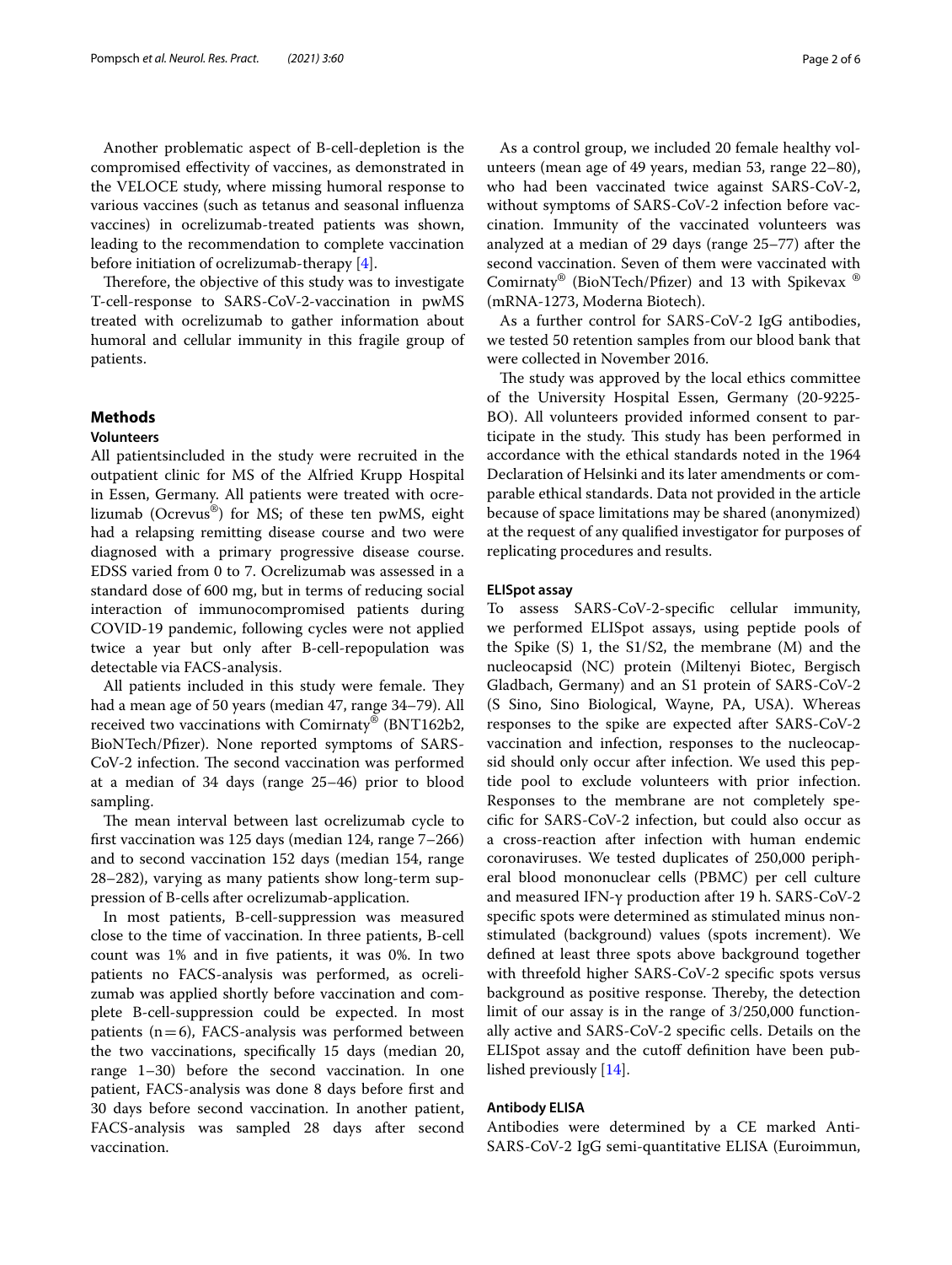Another problematic aspect of B-cell-depletion is the compromised effectivity of vaccines, as demonstrated in the VELOCE study, where missing humoral response to various vaccines (such as tetanus and seasonal influenza vaccines) in ocrelizumab-treated patients was shown, leading to the recommendation to complete vaccination before initiation of ocrelizumab-therapy [4].

Therefore, the objective of this study was to investigate T-cell-response to SARS-CoV-2-vaccination in pwMS treated with ocrelizumab to gather information about humoral and cellular immunity in this fragile group of patients.

## Methods

### Volunteers

All patientsincluded in the study were recruited in the outpatient clinic for MS of the Alfried Krupp Hospital in Essen, Germany. All patients were treated with ocrelizumab (Ocrevus®) for MS; of these ten pwMS, eight had a relapsing remitting disease course and two were diagnosed with a primary progressive disease course. EDSS varied from 0 to 7. Ocrelizumab was assessed in a standard dose of 600 mg, but in terms of reducing social interaction of immunocompromised patients during COVID-19 pandemic, following cycles were not applied twice a year but only after B-cell-repopulation was detectable via FACS-analysis.

All patients included in this study were female. They had a mean age of 50 years (median 47, range 34–79). All received two vaccinations with Comirnaty® (BNT162b2, BioNTech/Pfizer). None reported symptoms of SARS-CoV-2 infection. The second vaccination was performed at a median of 34 days (range 25–46) prior to blood sampling.

The mean interval between last ocrelizumab cycle to first vaccination was 125 days (median 124, range 7–266) and to second vaccination 152 days (median 154, range 28–282), varying as many patients show long-term suppression of B-cells after ocrelizumab-application.

In most patients, B-cell-suppression was measured close to the time of vaccination. In three patients, B-cell count was 1% and in five patients, it was 0%. In two patients no FACS-analysis was performed, as ocrelizumab was applied shortly before vaccination and complete B-cell-suppression could be expected. In most patients (n = 6), FACS-analysis was performed between the two vaccinations, specifically 15 days (median 20, range 1–30) before the second vaccination. In one patient, FACS-analysis was done 8 days before first and 30 days before second vaccination. In another patient, FACS-analysis was sampled 28 days after second vaccination.

As a control group, we included 20 female healthy volunteers (mean age of 49 years, median 53, range 22–80), who had been vaccinated twice against SARS-CoV-2, without symptoms of SARS-CoV-2 infection before vaccination. Immunity of the vaccinated volunteers was analyzed at a median of 29 days (range 25–77) after the second vaccination. Seven of them were vaccinated with Comirnaty® (BioNTech/Pfizer) and 13 with Spikevax ® (mRNA-1273, Moderna Biotech).

As a further control for SARS-CoV-2 IgG antibodies, we tested 50 retention samples from our blood bank that were collected in November 2016.

The study was approved by the local ethics committee of the University Hospital Essen, Germany (20-9225-BO). All volunteers provided informed consent to participate in the study. This study has been performed in accordance with the ethical standards noted in the 1964 Declaration of Helsinki and its later amendments or comparable ethical standards. Data not provided in the article because of space limitations may be shared (anonymized) at the request of any qualified investigator for purposes of replicating procedures and results.

### ELISpot assay

To assess SARS-CoV-2-specific cellular immunity, we performed ELISpot assays, using peptide pools of the Spike (S) 1, the S1/S2, the membrane (M) and the nucleocapsid (NC) protein (Miltenyi Biotec, Bergisch Gladbach, Germany) and an S1 protein of SARS-CoV-2 (S Sino, Sino Biological, Wayne, PA, USA). Whereas responses to the spike are expected after SARS-CoV-2 vaccination and infection, responses to the nucleocapsid should only occur after infection. We used this peptide pool to exclude volunteers with prior infection. Responses to the membrane are not completely specific for SARS-CoV-2 infection, but could also occur as a cross-reaction after infection with human endemic coronaviruses. We tested duplicates of 250,000 peripheral blood mononuclear cells (PBMC) per cell culture and measured IFN-γ production after 19 h. SARS-CoV-2 specific spots were determined as stimulated minus non-stimulated (background) values (spots increment). We defined at least three spots above background together with threefold higher SARS-CoV-2 specific spots versus background as positive response. Thereby, the detection limit of our assay is in the range of 3/250,000 functionally active and SARS-CoV-2 specific cells. Details on the ELISpot assay and the cutoff definition have been published previously [14].

### Antibody ELISA

Antibodies were determined by a CE marked Anti-SARS-CoV-2 IgG semi-quantitative ELISA (Euroimmun,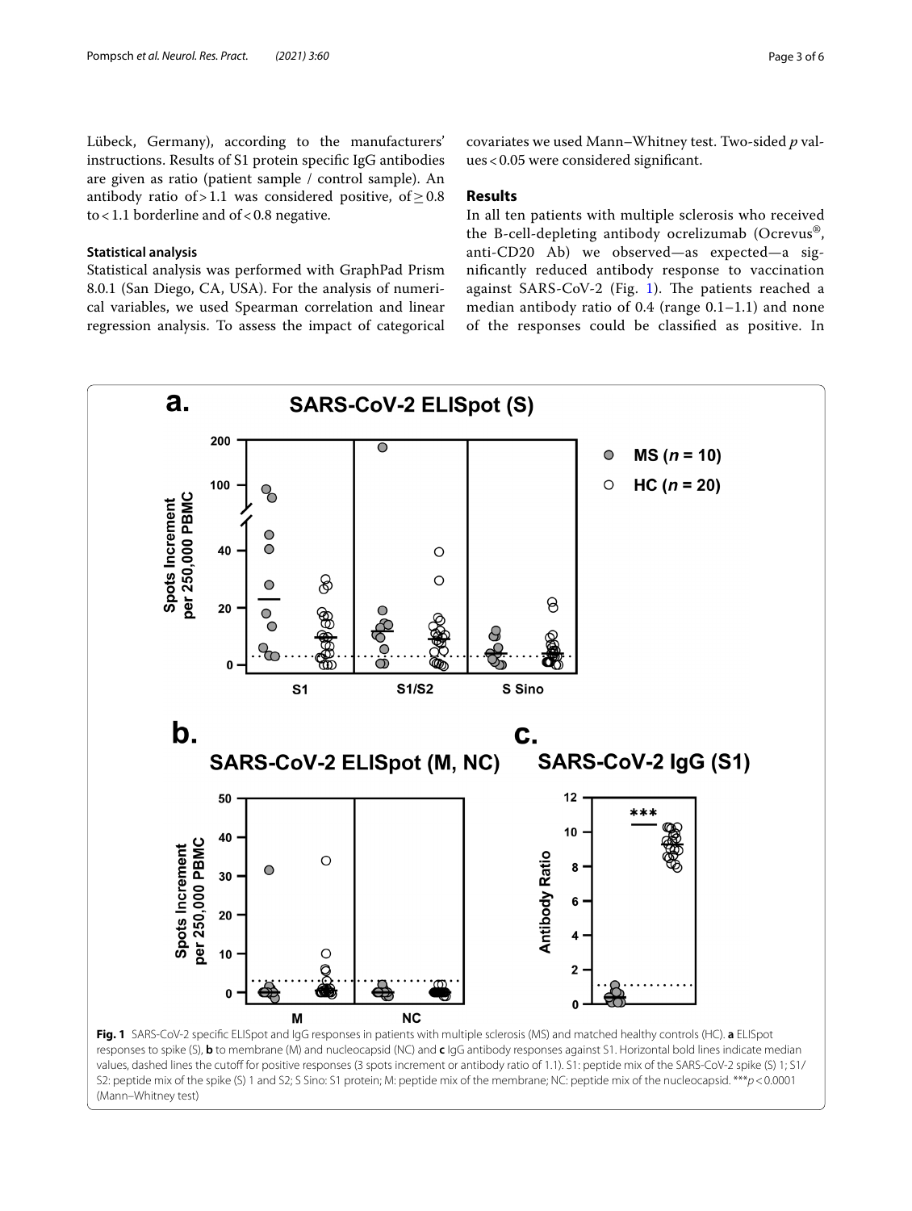Lübeck, Germany), according to the manufacturers' instructions. Results of S1 protein specific IgG antibodies are given as ratio (patient sample / control sample). An antibody ratio of $>1.1$ was considered positive, of $\geq 0.8$ to $<1.1$ borderline and of $<0.8$ negative.

### Statistical analysis

Statistical analysis was performed with GraphPad Prism 8.0.1 (San Diego, CA, USA). For the analysis of numerical variables, we used Spearman correlation and linear regression analysis. To assess the impact of categorical covariates we used Mann–Whitney test. Two-sided *p* values $<0.05$ were considered significant.

## Results

In all ten patients with multiple sclerosis who received the B-cell-depleting antibody ocrelizumab (Ocrevus®, anti-CD20 Ab) we observed—as expected—a significantly reduced antibody response to vaccination against SARS-CoV-2 (Fig. 1). The patients reached a median antibody ratio of 0.4 (range 0.1–1.1) and none of the responses could be classified as positive. In

**Fig. 1** SARS-CoV-2 specific ELISpot and IgG responses in patients with multiple sclerosis (MS) and matched healthy controls (HC). **a** ELISpot responses to spike (S), **b** to membrane (M) and nucleocapsid (NC) and **c** IgG antibody responses against S1. Horizontal bold lines indicate median values, dashed lines the cutoff for positive responses (3 spots increment or antibody ratio of 1.1). S1: peptide mix of the SARS-CoV-2 spike (S) 1; S1/S2: peptide mix of the spike (S) 1 and S2; S Sino: S1 protein; M: peptide mix of the membrane; NC: peptide mix of the nucleocapsid. ***$p<0.0001$ (Mann–Whitney test)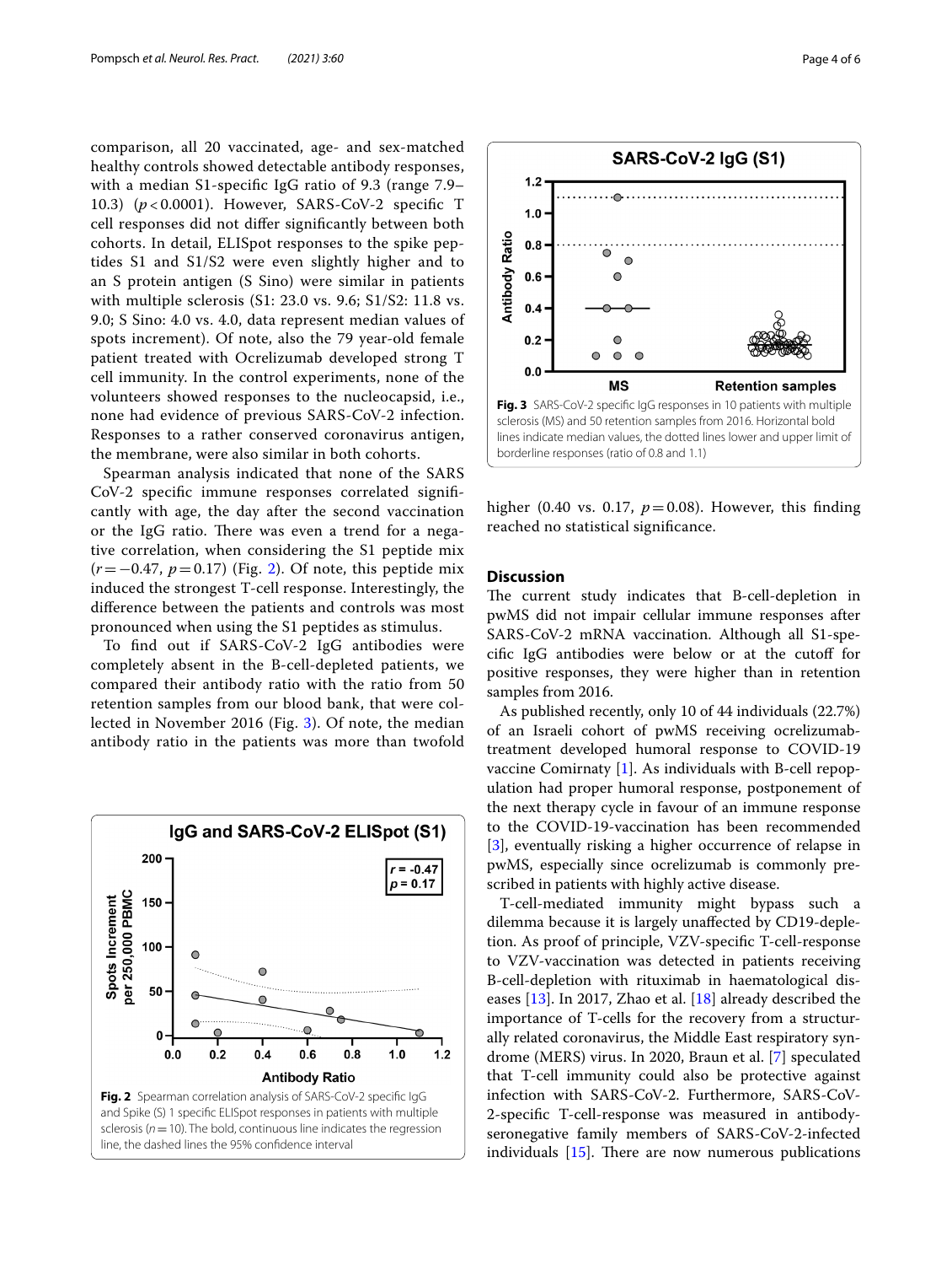comparison, all 20 vaccinated, age- and sex-matched healthy controls showed detectable antibody responses, with a median S1-specific IgG ratio of 9.3 (range 7.9–10.3) ($p < 0.0001$). However, SARS-CoV-2 specific T cell responses did not differ significantly between both cohorts. In detail, ELISpot responses to the spike peptides S1 and S1/S2 were even slightly higher and to an S protein antigen (S Sino) were similar in patients with multiple sclerosis (S1: 23.0 vs. 9.6; S1/S2: 11.8 vs. 9.0; S Sino: 4.0 vs. 4.0, data represent median values of spots increment). Of note, also the 79 year-old female patient treated with Ocrelizumab developed strong T cell immunity. In the control experiments, none of the volunteers showed responses to the nucleocapsid, i.e., none had evidence of previous SARS-CoV-2 infection. Responses to a rather conserved coronavirus antigen, the membrane, were also similar in both cohorts.

Spearman analysis indicated that none of the SARS CoV-2 specific immune responses correlated significantly with age, the day after the second vaccination or the IgG ratio. There was even a trend for a negative correlation, when considering the S1 peptide mix ($r = -0.47$, $p = 0.17$) (Fig. 2). Of note, this peptide mix induced the strongest T-cell response. Interestingly, the difference between the patients and controls was most pronounced when using the S1 peptides as stimulus.

To find out if SARS-CoV-2 IgG antibodies were completely absent in the B-cell-depleted patients, we compared their antibody ratio with the ratio from 50 retention samples from our blood bank, that were collected in November 2016 (Fig. 3). Of note, the median antibody ratio in the patients was more than twofold higher (0.40 vs. 0.17, $p = 0.08$). However, this finding reached no statistical significance.

**Fig. 2** Spearman correlation analysis of SARS-CoV-2 specific IgG and Spike (S) 1 specific ELISpot responses in patients with multiple sclerosis ($n = 10$). The bold, continuous line indicates the regression line, the dashed lines the 95% confidence interval

**Fig. 3** SARS-CoV-2 specific IgG responses in 10 patients with multiple sclerosis (MS) and 50 retention samples from 2016. Horizontal bold lines indicate median values, the dotted lines lower and upper limit of borderline responses (ratio of 0.8 and 1.1)

## Discussion

The current study indicates that B-cell-depletion in pwMS did not impair cellular immune responses after SARS-CoV-2 mRNA vaccination. Although all S1-specific IgG antibodies were below or at the cutoff for positive responses, they were higher than in retention samples from 2016.

As published recently, only 10 of 44 individuals (22.7%) of an Israeli cohort of pwMS receiving ocrelizumab-treatment developed humoral response to COVID-19 vaccine Comirnaty [1]. As individuals with B-cell repopulation had proper humoral response, postponement of the next therapy cycle in favour of an immune response to the COVID-19-vaccination has been recommended [3], eventually risking a higher occurrence of relapse in pwMS, especially since ocrelizumab is commonly prescribed in patients with highly active disease.

T-cell-mediated immunity might bypass such a dilemma because it is largely unaffected by CD19-depletion. As proof of principle, VZV-specific T-cell-response to VZV-vaccination was detected in patients receiving B-cell-depletion with rituximab in haematological diseases [13]. In 2017, Zhao et al. [18] already described the importance of T-cells for the recovery from a structurally related coronavirus, the Middle East respiratory syndrome (MERS) virus. In 2020, Braun et al. [7] speculated that T-cell immunity could also be protective against infection with SARS-CoV-2. Furthermore, SARS-CoV-2-specific T-cell-response was measured in antibody-seronegative family members of SARS-CoV-2-infected individuals [15]. There are now numerous publications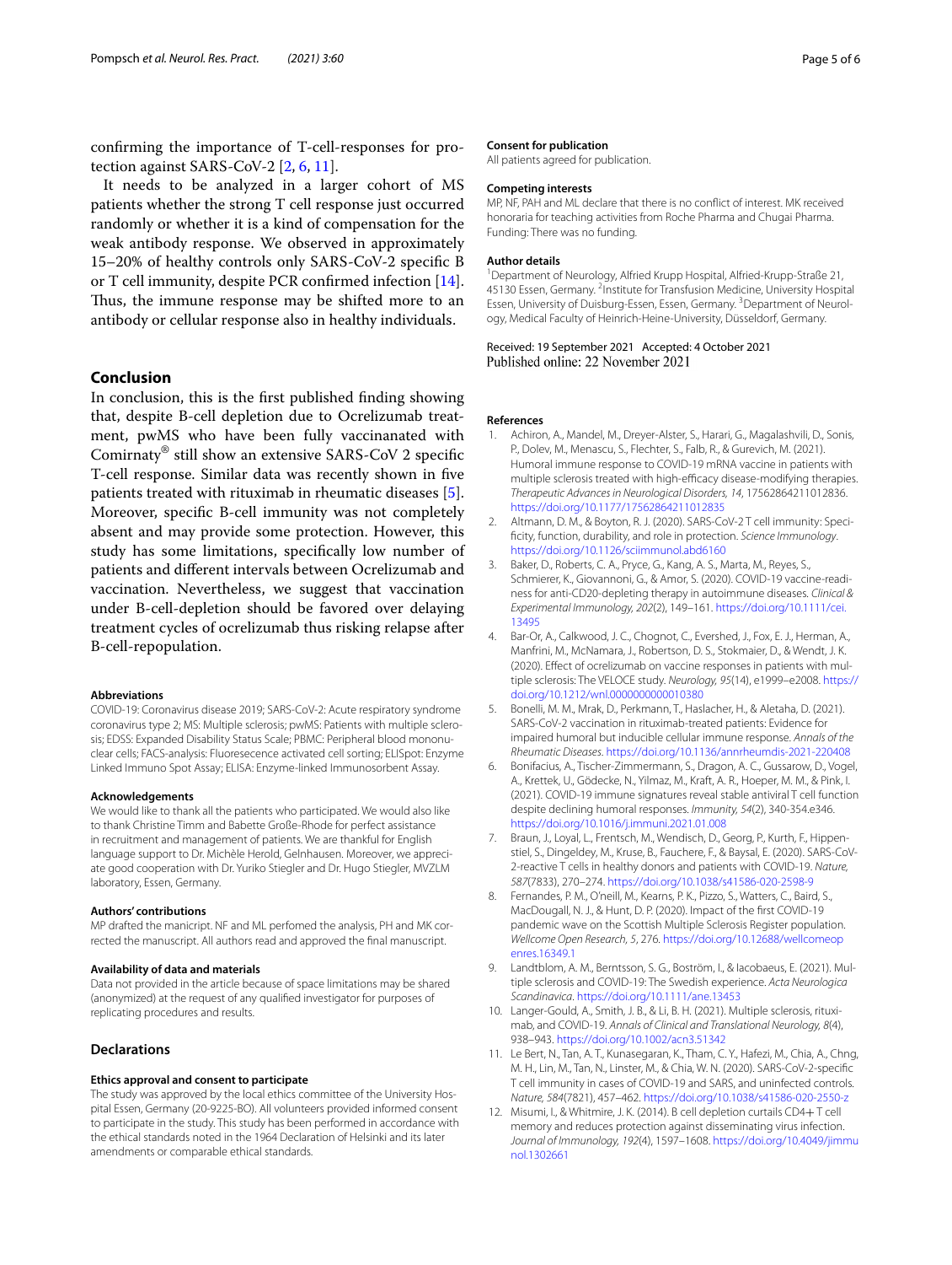confirming the importance of T-cell-responses for protection against SARS-CoV-2 [2, 6, 11].

It needs to be analyzed in a larger cohort of MS patients whether the strong T cell response just occurred randomly or whether it is a kind of compensation for the weak antibody response. We observed in approximately 15–20% of healthy controls only SARS-CoV-2 specific B or T cell immunity, despite PCR confirmed infection [14]. Thus, the immune response may be shifted more to an antibody or cellular response also in healthy individuals.

## Conclusion

In conclusion, this is the first published finding showing that, despite B-cell depletion due to Ocrelizumab treatment, pwMS who have been fully vaccinanated with Comirnaty® still show an extensive SARS-CoV 2 specific T-cell response. Similar data was recently shown in five patients treated with rituximab in rheumatic diseases [5]. Moreover, specific B-cell immunity was not completely absent and may provide some protection. However, this study has some limitations, specifically low number of patients and different intervals between Ocrelizumab and vaccination. Nevertheless, we suggest that vaccination under B-cell-depletion should be favored over delaying treatment cycles of ocrelizumab thus risking relapse after B-cell-repopulation.

#### Abbreviations

COVID-19: Coronavirus disease 2019; SARS-CoV-2: Acute respiratory syndrome coronavirus type 2; MS: Multiple sclerosis; pwMS: Patients with multiple sclerosis; EDSS: Expanded Disability Status Scale; PBMC: Peripheral blood mononuclear cells; FACS-analysis: Fluoresecence activated cell sorting; ELISpot: Enzyme Linked Immuno Spot Assay; ELISA: Enzyme-linked Immunosorbent Assay.

#### Acknowledgements

We would like to thank all the patients who participated. We would also like to thank Christine Timm and Babette Große-Rhode for perfect assistance in recruitment and management of patients. We are thankful for English language support to Dr. Michèle Herold, Gelnhausen. Moreover, we appreciate good cooperation with Dr. Yuriko Stiegler and Dr. Hugo Stiegler, MVZLM laboratory, Essen, Germany.

#### Authors' contributions

MP drafted the manicript. NF and ML perfomed the analysis, PH and MK corrected the manuscript. All authors read and approved the final manuscript.

#### Availability of data and materials

Data not provided in the article because of space limitations may be shared (anonymized) at the request of any qualified investigator for purposes of replicating procedures and results.

## Declarations

#### Ethics approval and consent to participate

The study was approved by the local ethics committee of the University Hospital Essen, Germany (20-9225-BO). All volunteers provided informed consent to participate in the study. This study has been performed in accordance with the ethical standards noted in the 1964 Declaration of Helsinki and its later amendments or comparable ethical standards.

#### Consent for publication

All patients agreed for publication.

#### Competing interests

MP, NF, PAH and ML declare that there is no conflict of interest. MK received honoraria for teaching activities from Roche Pharma and Chugai Pharma. Funding: There was no funding.

#### Author details

[1]Department of Neurology, Alfried Krupp Hospital, Alfried-Krupp-Straße 21, 45130 Essen, Germany. [2]Institute for Transfusion Medicine, University Hospital Essen, University of Duisburg-Essen, Essen, Germany. [3]Department of Neurology, Medical Faculty of Heinrich-Heine-University, Düsseldorf, Germany.

Received: 19 September 2021 Accepted: 4 October 2021
Published online: 22 November 2021

#### References

1. Achiron, A., Mandel, M., Dreyer-Alster, S., Harari, G., Magalashvili, D., Sonis, P., Dolev, M., Menascu, S., Flechter, S., Falb, R., & Gurevich, M. (2021). Humoral immune response to COVID-19 mRNA vaccine in patients with multiple sclerosis treated with high-efficacy disease-modifying therapies. *Therapeutic Advances in Neurological Disorders, 14*, 17562864211012836. https://doi.org/10.1177/17562864211012835
2. Altmann, D. M., & Boyton, R. J. (2020). SARS-CoV-2 T cell immunity: Specificity, function, durability, and role in protection. *Science Immunology*. https://doi.org/10.1126/sciimmunol.abd6160
3. Baker, D., Roberts, C. A., Pryce, G., Kang, A. S., Marta, M., Reyes, S., Schmierer, K., Giovannoni, G., & Amor, S. (2020). COVID-19 vaccine-readiness for anti-CD20-depleting therapy in autoimmune diseases. *Clinical & Experimental Immunology, 202*(2), 149–161. https://doi.org/10.1111/cei.13495
4. Bar-Or, A., Calkwood, J. C., Chognot, C., Evershed, J., Fox, E. J., Herman, A., Manfrini, M., McNamara, J., Robertson, D. S., Stokmaier, D., & Wendt, J. K. (2020). Effect of ocrelizumab on vaccine responses in patients with multiple sclerosis: The VELOCE study. *Neurology, 95*(14), e1999–e2008. https://doi.org/10.1212/wnl.0000000000010380
5. Bonelli, M. M., Mrak, D., Perkmann, T., Haslacher, H., & Aletaha, D. (2021). SARS-CoV-2 vaccination in rituximab-treated patients: Evidence for impaired humoral but inducible cellular immune response. *Annals of the Rheumatic Diseases*. https://doi.org/10.1136/annrheumdis-2021-220408
6. Bonifacius, A., Tischer-Zimmermann, S., Dragon, A. C., Gussarow, D., Vogel, A., Krettek, U., Gödecke, N., Yilmaz, M., Kraft, A. R., Hoeper, M. M., & Pink, I. (2021). COVID-19 immune signatures reveal stable antiviral T cell function despite declining humoral responses. *Immunity, 54*(2), 340-354.e346. https://doi.org/10.1016/j.immuni.2021.01.008
7. Braun, J., Loyal, L., Frentsch, M., Wendisch, D., Georg, P., Kurth, F., Hippenstiel, S., Dingeldey, M., Kruse, B., Fauchere, F., & Baysal, E. (2020). SARS-CoV-2-reactive T cells in healthy donors and patients with COVID-19. *Nature, 587*(7833), 270–274. https://doi.org/10.1038/s41586-020-2598-9
8. Fernandes, P. M., O'neill, M., Kearns, P. K., Pizzo, S., Watters, C., Baird, S., MacDougall, N. J., & Hunt, D. P. (2020). Impact of the first COVID-19 pandemic wave on the Scottish Multiple Sclerosis Register population. *Wellcome Open Research, 5*, 276. https://doi.org/10.12688/wellcomeopenres.16349.1
9. Landtblom, A. M., Berntsson, S. G., Boström, I., & Iacobaeus, E. (2021). Multiple sclerosis and COVID-19: The Swedish experience. *Acta Neurologica Scandinavica*. https://doi.org/10.1111/ane.13453
10. Langer-Gould, A., Smith, J. B., & Li, B. H. (2021). Multiple sclerosis, rituximab, and COVID-19. *Annals of Clinical and Translational Neurology, 8*(4), 938–943. https://doi.org/10.1002/acn3.51342
11. Le Bert, N., Tan, A. T., Kunasegaran, K., Tham, C. Y., Hafezi, M., Chia, A., Chng, M. H., Lin, M., Tan, N., Linster, M., & Chia, W. N. (2020). SARS-CoV-2-specific T cell immunity in cases of COVID-19 and SARS, and uninfected controls. *Nature, 584*(7821), 457–462. https://doi.org/10.1038/s41586-020-2550-z
12. Misumi, I., & Whitmire, J. K. (2014). B cell depletion curtails CD4+ T cell memory and reduces protection against disseminating virus infection. *Journal of Immunology, 192*(4), 1597–1608. https://doi.org/10.4049/jimmunol.1302661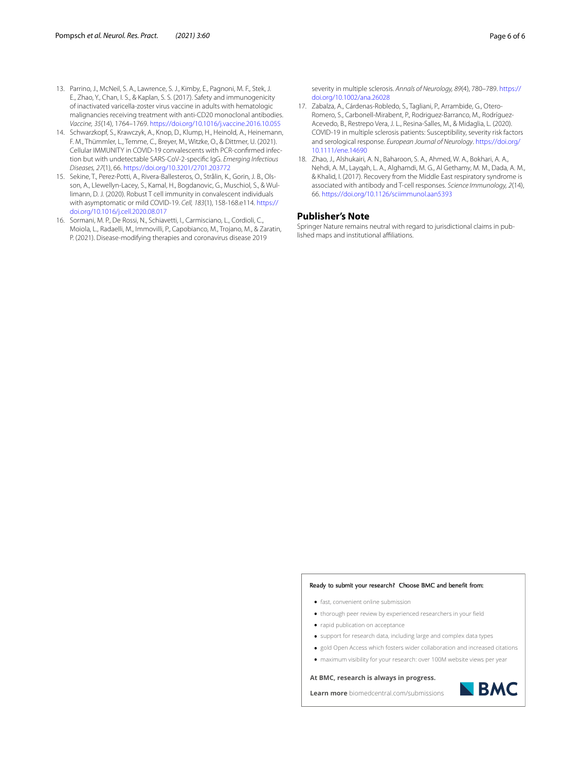13. Parrino, J., McNeil, S. A., Lawrence, S. J., Kimby, E., Pagnoni, M. F., Stek, J. E., Zhao, Y., Chan, I. S., & Kaplan, S. S. (2017). Safety and immunogenicity of inactivated varicella-zoster virus vaccine in adults with hematologic malignancies receiving treatment with anti-CD20 monoclonal antibodies. *Vaccine, 35*(14), 1764–1769. https://doi.org/10.1016/j.vaccine.2016.10.055
14. Schwarzkopf, S., Krawczyk, A., Knop, D., Klump, H., Heinold, A., Heinemann, F. M., Thümmler, L., Temme, C., Breyer, M., Witzke, O., & Dittmer, U. (2021). Cellular IMMUNITY in COVID-19 convalescents with PCR-confirmed infection but with undetectable SARS-CoV-2-specific IgG. *Emerging Infectious Diseases, 27*(1), 66. https://doi.org/10.3201/2701.203772
15. Sekine, T., Perez-Potti, A., Rivera-Ballesteros, O., Strålin, K., Gorin, J. B., Olsson, A., Llewellyn-Lacey, S., Kamal, H., Bogdanovic, G., Muschiol, S., & Wullimann, D. J. (2020). Robust T cell immunity in convalescent individuals with asymptomatic or mild COVID-19. *Cell, 183*(1), 158-168.e114. https://doi.org/10.1016/j.cell.2020.08.017
16. Sormani, M. P., De Rossi, N., Schiavetti, I., Carmisciano, L., Cordioli, C., Moiola, L., Radaelli, M., Immovilli, P., Capobianco, M., Trojano, M., & Zaratin, P. (2021). Disease-modifying therapies and coronavirus disease 2019 severity in multiple sclerosis. *Annals of Neurology, 89*(4), 780–789. https://doi.org/10.1002/ana.26028
17. Zabalza, A., Cárdenas-Robledo, S., Tagliani, P., Arrambide, G., Otero-Romero, S., Carbonell-Mirabent, P., Rodriguez-Barranco, M., Rodríguez-Acevedo, B., Restrepo Vera, J. L., Resina-Salles, M., & Midaglia, L. (2020). COVID-19 in multiple sclerosis patients: Susceptibility, severity risk factors and serological response. *European Journal of Neurology*. https://doi.org/10.1111/ene.14690
18. Zhao, J., Alshukairi, A. N., Baharoon, S. A., Ahmed, W. A., Bokhari, A. A., Nehdi, A. M., Layqah, L. A., Alghamdi, M. G., Al Gethamy, M. M., Dada, A. M., & Khalid, I. (2017). Recovery from the Middle East respiratory syndrome is associated with antibody and T-cell responses. *Science Immunology, 2*(14), 66. https://doi.org/10.1126/sciimmunol.aan5393

## Publisher's Note

Springer Nature remains neutral with regard to jurisdictional claims in published maps and institutional affiliations.

Ready to submit your research? Choose BMC and benefit from:

- fast, convenient online submission
- thorough peer review by experienced researchers in your field
- rapid publication on acceptance
- support for research data, including large and complex data types
- gold Open Access which fosters wider collaboration and increased citations
- maximum visibility for your research: over 100M website views per year

**At BMC, research is always in progress.**

**Learn more** biomedcentral.com/submissions

BMC